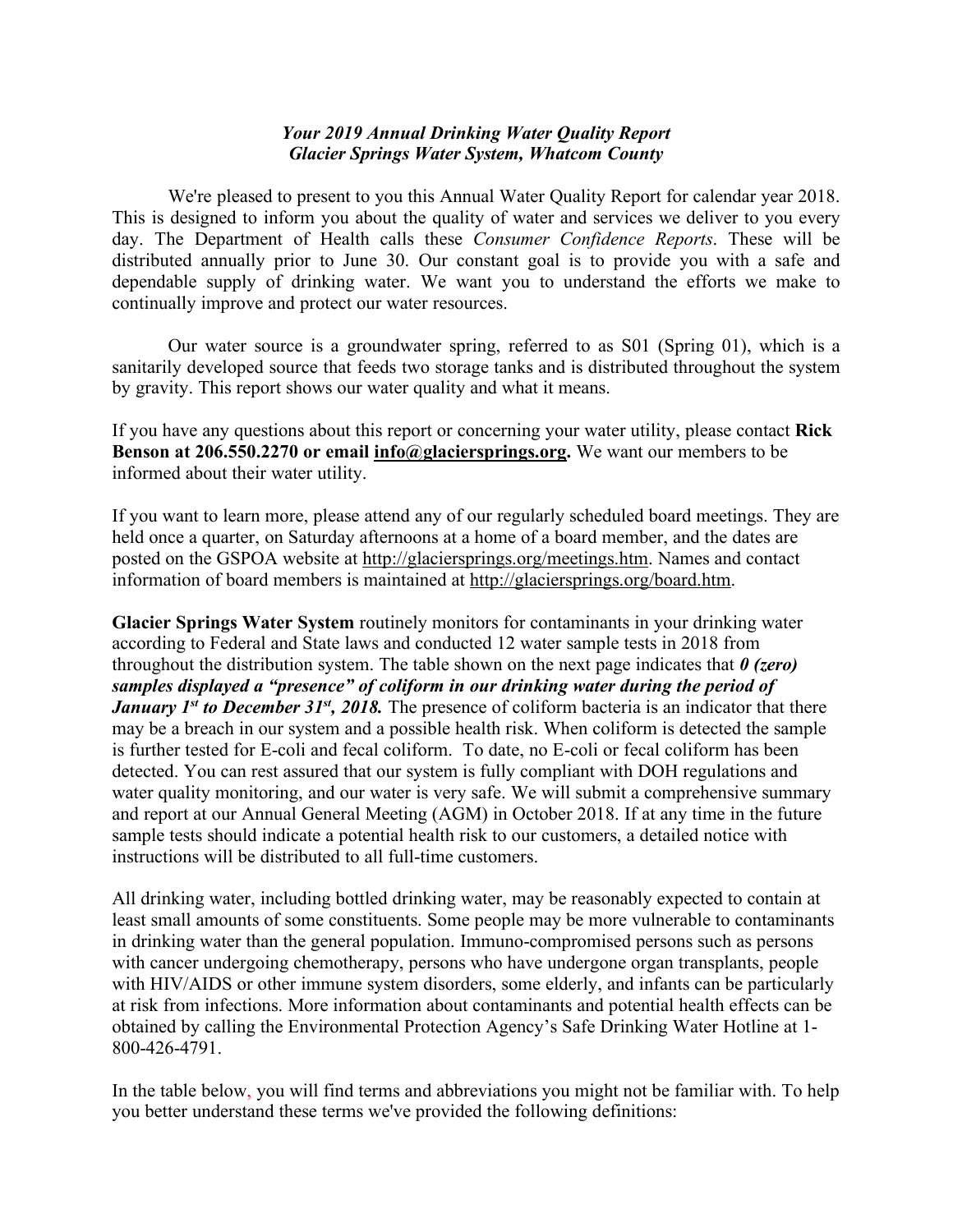***Your 2019 Annual Drinking Water Quality Report***
***Glacier Springs Water System, Whatcom County***

We're pleased to present to you this Annual Water Quality Report for calendar year 2018. This is designed to inform you about the quality of water and services we deliver to you every day. The Department of Health calls these *Consumer Confidence Reports*. These will be distributed annually prior to June 30. Our constant goal is to provide you with a safe and dependable supply of drinking water. We want you to understand the efforts we make to continually improve and protect our water resources.

Our water source is a groundwater spring, referred to as S01 (Spring 01), which is a sanitarily developed source that feeds two storage tanks and is distributed throughout the system by gravity. This report shows our water quality and what it means.

If you have any questions about this report or concerning your water utility, please contact **Rick Benson at 206.550.2270 or email info@glaciersprings.org.** We want our members to be informed about their water utility.

If you want to learn more, please attend any of our regularly scheduled board meetings. They are held once a quarter, on Saturday afternoons at a home of a board member, and the dates are posted on the GSPOA website at http://glaciersprings.org/meetings.htm. Names and contact information of board members is maintained at http://glaciersprings.org/board.htm.

**Glacier Springs Water System** routinely monitors for contaminants in your drinking water according to Federal and State laws and conducted 12 water sample tests in 2018 from throughout the distribution system. The table shown on the next page indicates that ***0 (zero) samples displayed a "presence" of coliform in our drinking water during the period of January 1st to December 31st, 2018.*** The presence of coliform bacteria is an indicator that there may be a breach in our system and a possible health risk. When coliform is detected the sample is further tested for E-coli and fecal coliform. To date, no E-coli or fecal coliform has been detected. You can rest assured that our system is fully compliant with DOH regulations and water quality monitoring, and our water is very safe. We will submit a comprehensive summary and report at our Annual General Meeting (AGM) in October 2018. If at any time in the future sample tests should indicate a potential health risk to our customers, a detailed notice with instructions will be distributed to all full-time customers.

All drinking water, including bottled drinking water, may be reasonably expected to contain at least small amounts of some constituents. Some people may be more vulnerable to contaminants in drinking water than the general population. Immuno-compromised persons such as persons with cancer undergoing chemotherapy, persons who have undergone organ transplants, people with HIV/AIDS or other immune system disorders, some elderly, and infants can be particularly at risk from infections. More information about contaminants and potential health effects can be obtained by calling the Environmental Protection Agency's Safe Drinking Water Hotline at 1-800-426-4791.

In the table below, you will find terms and abbreviations you might not be familiar with. To help you better understand these terms we've provided the following definitions: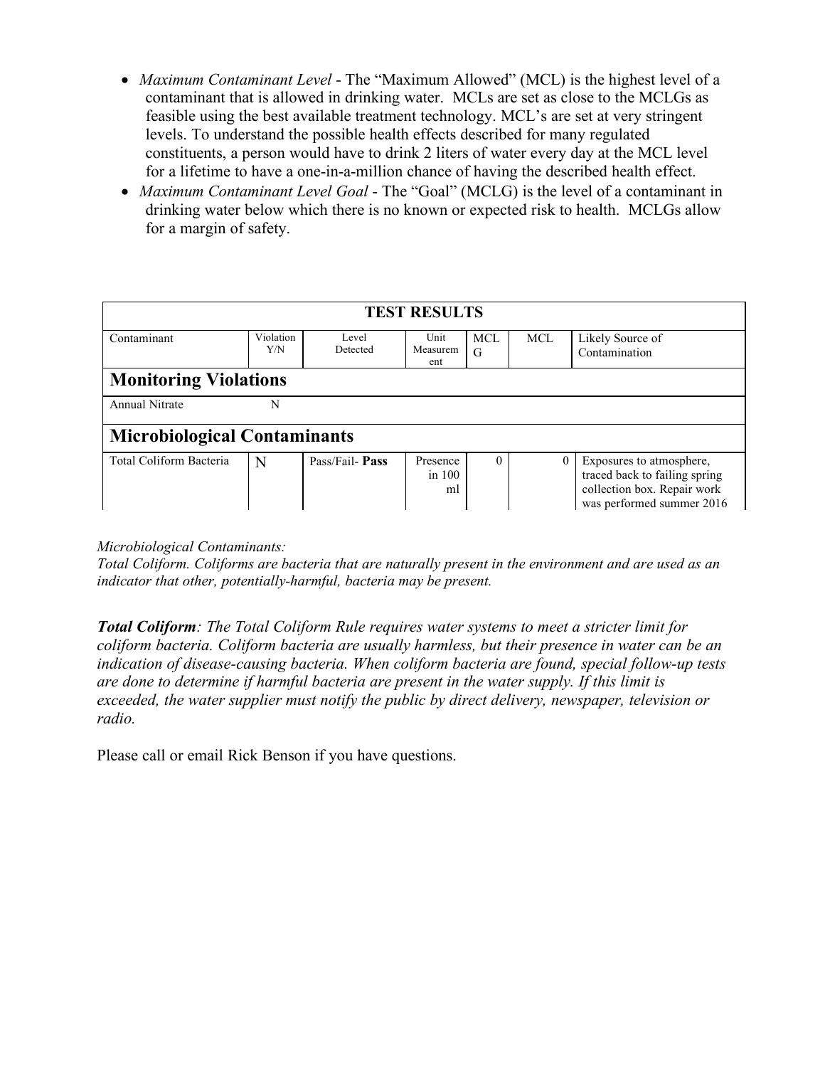- *Maximum Contaminant Level* - The "Maximum Allowed" (MCL) is the highest level of a contaminant that is allowed in drinking water. MCLs are set as close to the MCLGs as feasible using the best available treatment technology. MCL's are set at very stringent levels. To understand the possible health effects described for many regulated constituents, a person would have to drink 2 liters of water every day at the MCL level for a lifetime to have a one-in-a-million chance of having the described health effect.
- *Maximum Contaminant Level Goal* - The "Goal" (MCLG) is the level of a contaminant in drinking water below which there is no known or expected risk to health. MCLGs allow for a margin of safety.

| TEST RESULTS | | | | | | |
|---|---|---|---|---|---|---|
| Contaminant | Violation Y/N | Level Detected | Unit Measurement | MCLG | MCL | Likely Source of Contamination |
| **Monitoring Violations** | | | | | | |
| Annual Nitrate | N | | | | | |
| **Microbiological Contaminants** | | | | | | |
| Total Coliform Bacteria | N | Pass/Fail- **Pass** | Presence in 100 ml | 0 | 0 | Exposures to atmosphere, traced back to failing spring collection box. Repair work was performed summer 2016 |

*Microbiological Contaminants:*
*Total Coliform. Coliforms are bacteria that are naturally present in the environment and are used as an indicator that other, potentially-harmful, bacteria may be present.*

***Total Coliform****: The Total Coliform Rule requires water systems to meet a stricter limit for coliform bacteria. Coliform bacteria are usually harmless, but their presence in water can be an indication of disease-causing bacteria. When coliform bacteria are found, special follow-up tests are done to determine if harmful bacteria are present in the water supply. If this limit is exceeded, the water supplier must notify the public by direct delivery, newspaper, television or radio.*

Please call or email Rick Benson if you have questions.